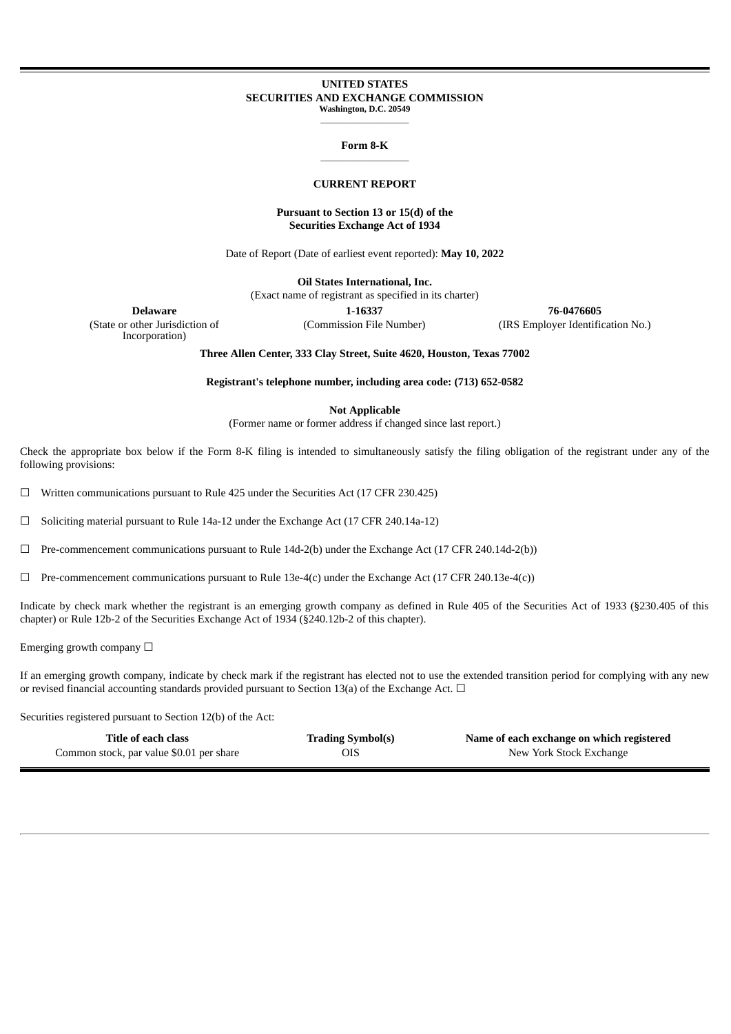**UNITED STATES**
**SECURITIES AND EXCHANGE COMMISSION**
**Washington, D.C. 20549**

---

**Form 8-K**

---

**CURRENT REPORT**

**Pursuant to Section 13 or 15(d) of the**
**Securities Exchange Act of 1934**

Date of Report (Date of earliest event reported): **May 10, 2022**

**Oil States International, Inc.**
(Exact name of registrant as specified in its charter)

| **Delaware** | **1-16337** | **76-0476605** |
|---|---|---|
| (State or other Jurisdiction of Incorporation) | (Commission File Number) | (IRS Employer Identification No.) |

**Three Allen Center, 333 Clay Street, Suite 4620, Houston, Texas 77002**

**Registrant's telephone number, including area code: (713) 652-0582**

**Not Applicable**
(Former name or former address if changed since last report.)

Check the appropriate box below if the Form 8-K filing is intended to simultaneously satisfy the filing obligation of the registrant under any of the following provisions:

☐ Written communications pursuant to Rule 425 under the Securities Act (17 CFR 230.425)

☐ Soliciting material pursuant to Rule 14a-12 under the Exchange Act (17 CFR 240.14a-12)

☐ Pre-commencement communications pursuant to Rule 14d-2(b) under the Exchange Act (17 CFR 240.14d-2(b))

☐ Pre-commencement communications pursuant to Rule 13e-4(c) under the Exchange Act (17 CFR 240.13e-4(c))

Indicate by check mark whether the registrant is an emerging growth company as defined in Rule 405 of the Securities Act of 1933 (§230.405 of this chapter) or Rule 12b-2 of the Securities Exchange Act of 1934 (§240.12b-2 of this chapter).

Emerging growth company ☐

If an emerging growth company, indicate by check mark if the registrant has elected not to use the extended transition period for complying with any new or revised financial accounting standards provided pursuant to Section 13(a) of the Exchange Act. ☐

Securities registered pursuant to Section 12(b) of the Act:

| **Title of each class** | **Trading Symbol(s)** | **Name of each exchange on which registered** |
|---|---|---|
| Common stock, par value $0.01 per share | OIS | New York Stock Exchange |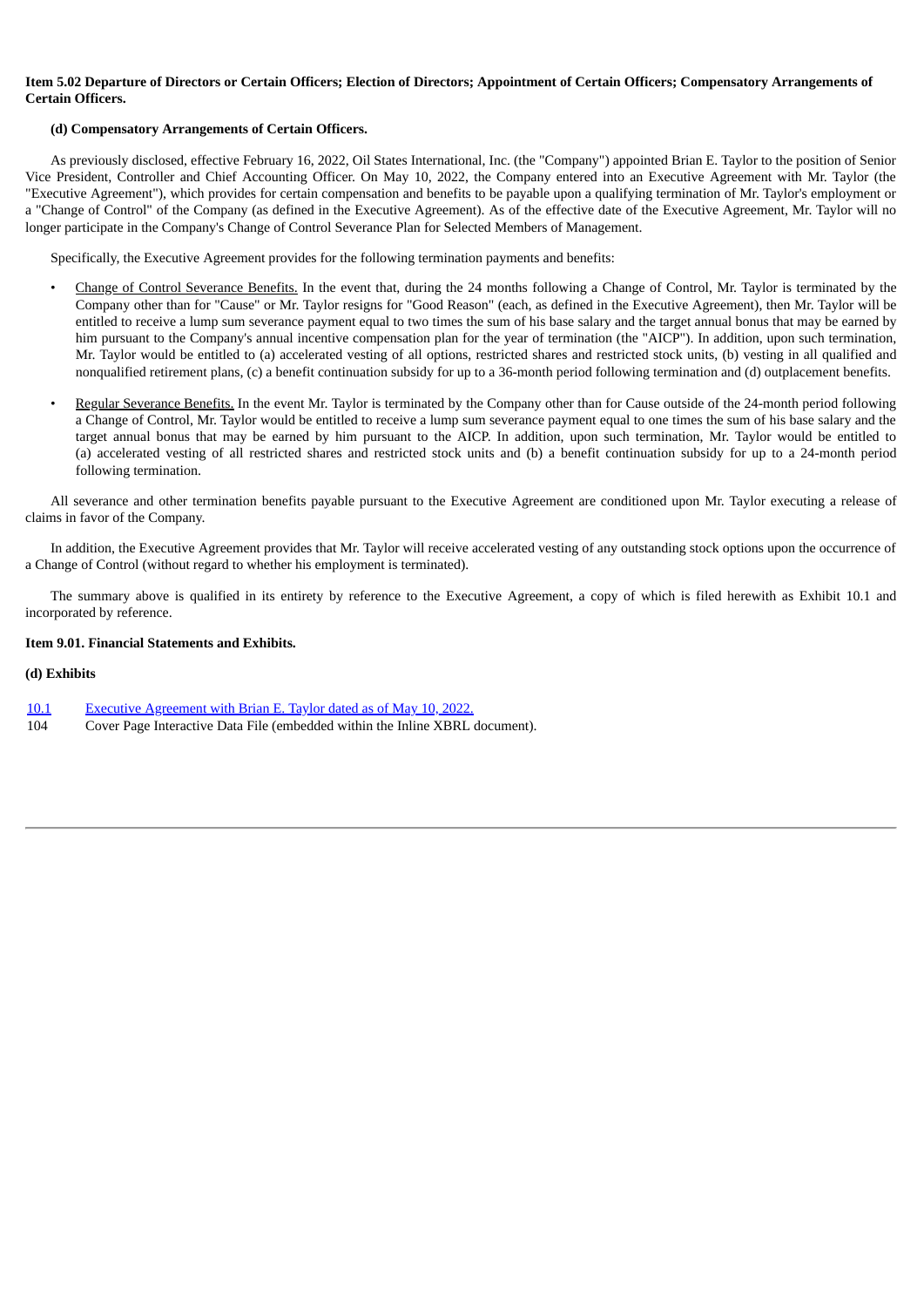**Item 5.02 Departure of Directors or Certain Officers; Election of Directors; Appointment of Certain Officers; Compensatory Arrangements of Certain Officers.**

**(d) Compensatory Arrangements of Certain Officers.**

As previously disclosed, effective February 16, 2022, Oil States International, Inc. (the "Company") appointed Brian E. Taylor to the position of Senior Vice President, Controller and Chief Accounting Officer. On May 10, 2022, the Company entered into an Executive Agreement with Mr. Taylor (the "Executive Agreement"), which provides for certain compensation and benefits to be payable upon a qualifying termination of Mr. Taylor's employment or a "Change of Control" of the Company (as defined in the Executive Agreement). As of the effective date of the Executive Agreement, Mr. Taylor will no longer participate in the Company's Change of Control Severance Plan for Selected Members of Management.

Specifically, the Executive Agreement provides for the following termination payments and benefits:

- Change of Control Severance Benefits. In the event that, during the 24 months following a Change of Control, Mr. Taylor is terminated by the Company other than for "Cause" or Mr. Taylor resigns for "Good Reason" (each, as defined in the Executive Agreement), then Mr. Taylor will be entitled to receive a lump sum severance payment equal to two times the sum of his base salary and the target annual bonus that may be earned by him pursuant to the Company's annual incentive compensation plan for the year of termination (the "AICP"). In addition, upon such termination, Mr. Taylor would be entitled to (a) accelerated vesting of all options, restricted shares and restricted stock units, (b) vesting in all qualified and nonqualified retirement plans, (c) a benefit continuation subsidy for up to a 36-month period following termination and (d) outplacement benefits.

- Regular Severance Benefits. In the event Mr. Taylor is terminated by the Company other than for Cause outside of the 24-month period following a Change of Control, Mr. Taylor would be entitled to receive a lump sum severance payment equal to one times the sum of his base salary and the target annual bonus that may be earned by him pursuant to the AICP. In addition, upon such termination, Mr. Taylor would be entitled to (a) accelerated vesting of all restricted shares and restricted stock units and (b) a benefit continuation subsidy for up to a 24-month period following termination.

All severance and other termination benefits payable pursuant to the Executive Agreement are conditioned upon Mr. Taylor executing a release of claims in favor of the Company.

In addition, the Executive Agreement provides that Mr. Taylor will receive accelerated vesting of any outstanding stock options upon the occurrence of a Change of Control (without regard to whether his employment is terminated).

The summary above is qualified in its entirety by reference to the Executive Agreement, a copy of which is filed herewith as Exhibit 10.1 and incorporated by reference.

**Item 9.01. Financial Statements and Exhibits.**

**(d) Exhibits**

| | |
|---|---|
| 10.1 | Executive Agreement with Brian E. Taylor dated as of May 10, 2022. |
| 104 | Cover Page Interactive Data File (embedded within the Inline XBRL document). |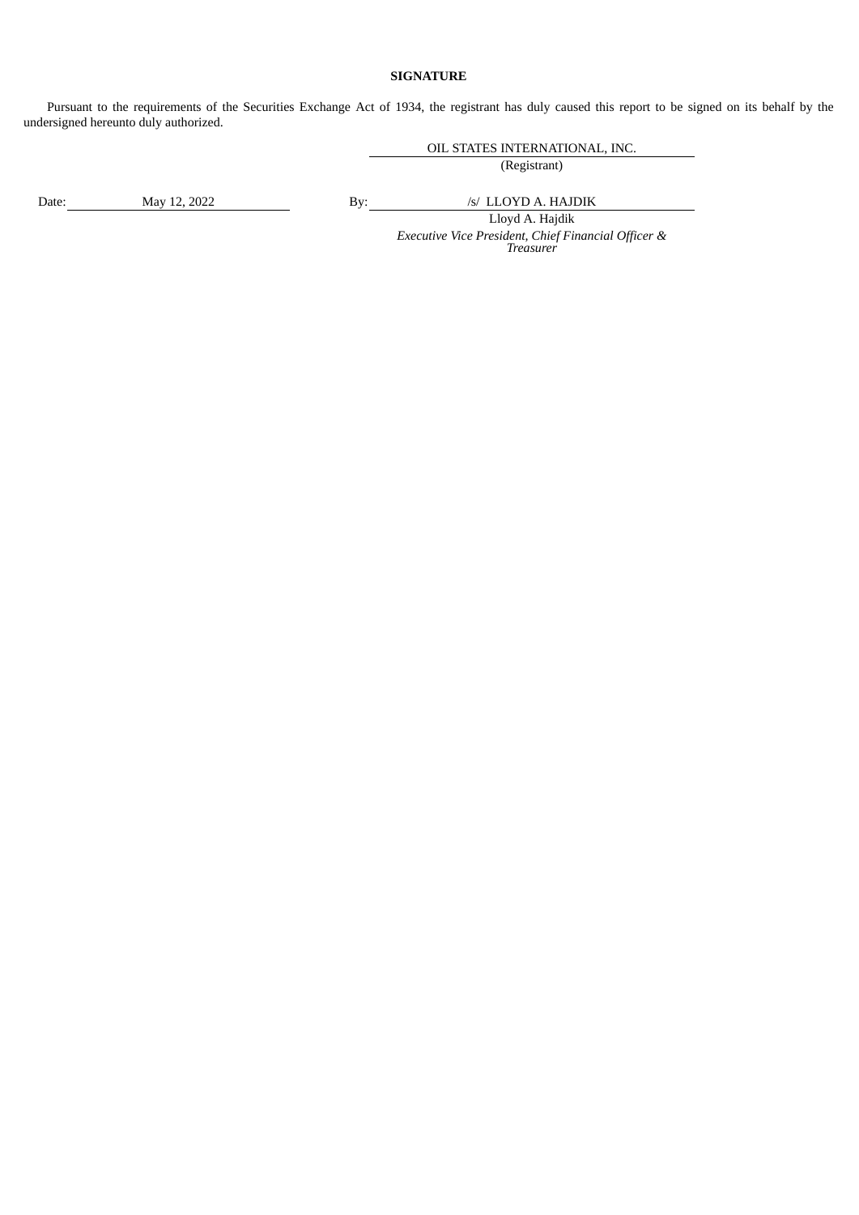**SIGNATURE**

Pursuant to the requirements of the Securities Exchange Act of 1934, the registrant has duly caused this report to be signed on its behalf by the undersigned hereunto duly authorized.

OIL STATES INTERNATIONAL, INC.
(Registrant)

Date: May 12, 2022

By: /s/ LLOYD A. HAJDIK
Lloyd A. Hajdik
*Executive Vice President, Chief Financial Officer & Treasurer*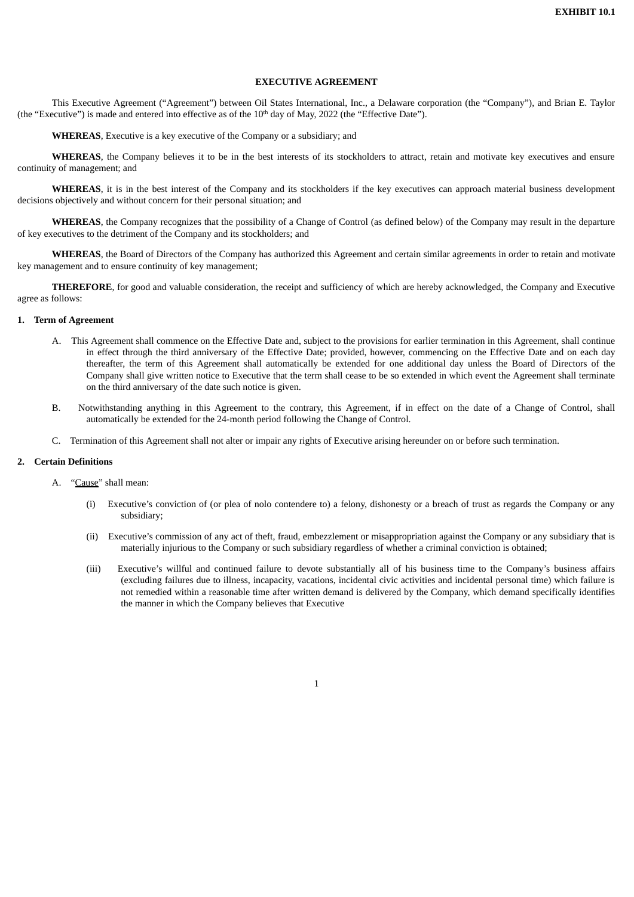**EXHIBIT 10.1**

**EXECUTIVE AGREEMENT**

This Executive Agreement (“Agreement”) between Oil States International, Inc., a Delaware corporation (the “Company”), and Brian E. Taylor (the “Executive”) is made and entered into effective as of the 10th day of May, 2022 (the “Effective Date”).

**WHEREAS**, Executive is a key executive of the Company or a subsidiary; and

**WHEREAS**, the Company believes it to be in the best interests of its stockholders to attract, retain and motivate key executives and ensure continuity of management; and

**WHEREAS**, it is in the best interest of the Company and its stockholders if the key executives can approach material business development decisions objectively and without concern for their personal situation; and

**WHEREAS**, the Company recognizes that the possibility of a Change of Control (as defined below) of the Company may result in the departure of key executives to the detriment of the Company and its stockholders; and

**WHEREAS**, the Board of Directors of the Company has authorized this Agreement and certain similar agreements in order to retain and motivate key management and to ensure continuity of key management;

**THEREFORE**, for good and valuable consideration, the receipt and sufficiency of which are hereby acknowledged, the Company and Executive agree as follows:

**1. Term of Agreement**

A. This Agreement shall commence on the Effective Date and, subject to the provisions for earlier termination in this Agreement, shall continue in effect through the third anniversary of the Effective Date; provided, however, commencing on the Effective Date and on each day thereafter, the term of this Agreement shall automatically be extended for one additional day unless the Board of Directors of the Company shall give written notice to Executive that the term shall cease to be so extended in which event the Agreement shall terminate on the third anniversary of the date such notice is given.

B. Notwithstanding anything in this Agreement to the contrary, this Agreement, if in effect on the date of a Change of Control, shall automatically be extended for the 24-month period following the Change of Control.

C. Termination of this Agreement shall not alter or impair any rights of Executive arising hereunder on or before such termination.

**2. Certain Definitions**

A. “Cause” shall mean:

(i) Executive’s conviction of (or plea of nolo contendere to) a felony, dishonesty or a breach of trust as regards the Company or any subsidiary;

(ii) Executive’s commission of any act of theft, fraud, embezzlement or misappropriation against the Company or any subsidiary that is materially injurious to the Company or such subsidiary regardless of whether a criminal conviction is obtained;

(iii) Executive’s willful and continued failure to devote substantially all of his business time to the Company’s business affairs (excluding failures due to illness, incapacity, vacations, incidental civic activities and incidental personal time) which failure is not remedied within a reasonable time after written demand is delivered by the Company, which demand specifically identifies the manner in which the Company believes that Executive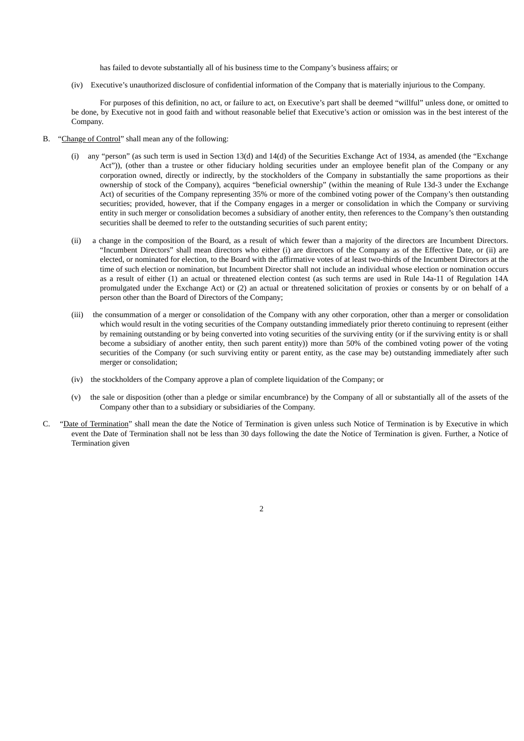has failed to devote substantially all of his business time to the Company's business affairs; or

(iv) Executive's unauthorized disclosure of confidential information of the Company that is materially injurious to the Company.

For purposes of this definition, no act, or failure to act, on Executive's part shall be deemed "willful" unless done, or omitted to be done, by Executive not in good faith and without reasonable belief that Executive's action or omission was in the best interest of the Company.

B. "Change of Control" shall mean any of the following:

(i) any "person" (as such term is used in Section 13(d) and 14(d) of the Securities Exchange Act of 1934, as amended (the "Exchange Act")), (other than a trustee or other fiduciary holding securities under an employee benefit plan of the Company or any corporation owned, directly or indirectly, by the stockholders of the Company in substantially the same proportions as their ownership of stock of the Company), acquires "beneficial ownership" (within the meaning of Rule 13d-3 under the Exchange Act) of securities of the Company representing 35% or more of the combined voting power of the Company's then outstanding securities; provided, however, that if the Company engages in a merger or consolidation in which the Company or surviving entity in such merger or consolidation becomes a subsidiary of another entity, then references to the Company's then outstanding securities shall be deemed to refer to the outstanding securities of such parent entity;

(ii) a change in the composition of the Board, as a result of which fewer than a majority of the directors are Incumbent Directors. "Incumbent Directors" shall mean directors who either (i) are directors of the Company as of the Effective Date, or (ii) are elected, or nominated for election, to the Board with the affirmative votes of at least two-thirds of the Incumbent Directors at the time of such election or nomination, but Incumbent Director shall not include an individual whose election or nomination occurs as a result of either (1) an actual or threatened election contest (as such terms are used in Rule 14a-11 of Regulation 14A promulgated under the Exchange Act) or (2) an actual or threatened solicitation of proxies or consents by or on behalf of a person other than the Board of Directors of the Company;

(iii) the consummation of a merger or consolidation of the Company with any other corporation, other than a merger or consolidation which would result in the voting securities of the Company outstanding immediately prior thereto continuing to represent (either by remaining outstanding or by being converted into voting securities of the surviving entity (or if the surviving entity is or shall become a subsidiary of another entity, then such parent entity)) more than 50% of the combined voting power of the voting securities of the Company (or such surviving entity or parent entity, as the case may be) outstanding immediately after such merger or consolidation;

(iv) the stockholders of the Company approve a plan of complete liquidation of the Company; or

(v) the sale or disposition (other than a pledge or similar encumbrance) by the Company of all or substantially all of the assets of the Company other than to a subsidiary or subsidiaries of the Company.

C. "Date of Termination" shall mean the date the Notice of Termination is given unless such Notice of Termination is by Executive in which event the Date of Termination shall not be less than 30 days following the date the Notice of Termination is given. Further, a Notice of Termination given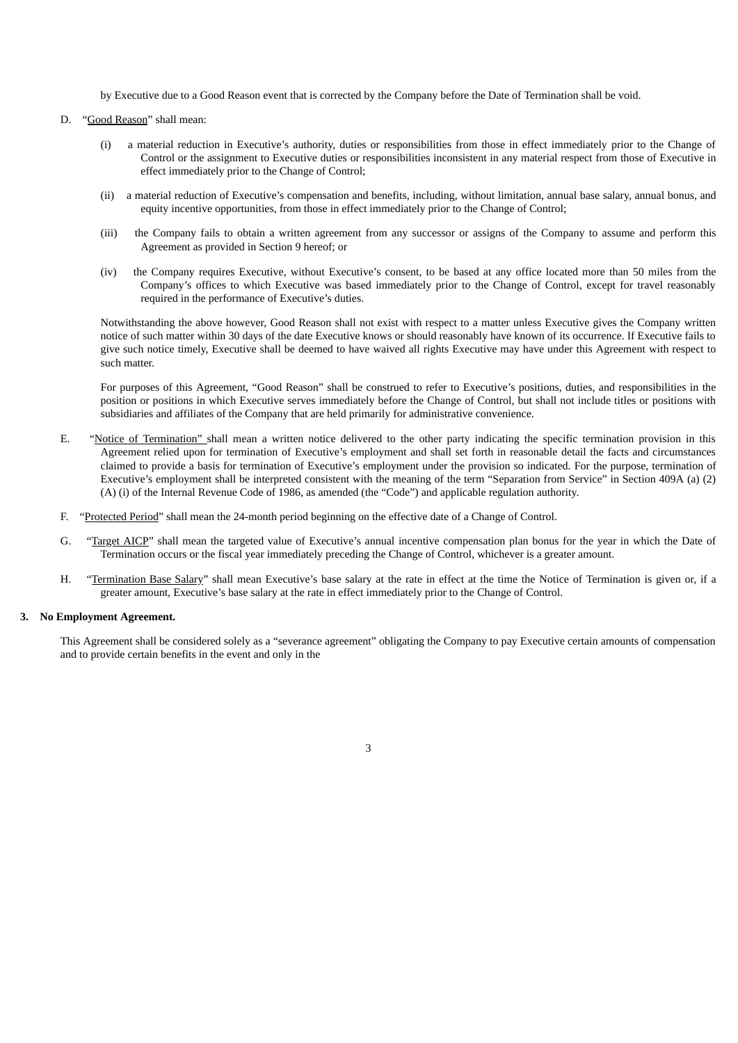by Executive due to a Good Reason event that is corrected by the Company before the Date of Termination shall be void.

D. "Good Reason" shall mean:

(i) a material reduction in Executive's authority, duties or responsibilities from those in effect immediately prior to the Change of Control or the assignment to Executive duties or responsibilities inconsistent in any material respect from those of Executive in effect immediately prior to the Change of Control;

(ii) a material reduction of Executive's compensation and benefits, including, without limitation, annual base salary, annual bonus, and equity incentive opportunities, from those in effect immediately prior to the Change of Control;

(iii) the Company fails to obtain a written agreement from any successor or assigns of the Company to assume and perform this Agreement as provided in Section 9 hereof; or

(iv) the Company requires Executive, without Executive's consent, to be based at any office located more than 50 miles from the Company's offices to which Executive was based immediately prior to the Change of Control, except for travel reasonably required in the performance of Executive's duties.

Notwithstanding the above however, Good Reason shall not exist with respect to a matter unless Executive gives the Company written notice of such matter within 30 days of the date Executive knows or should reasonably have known of its occurrence. If Executive fails to give such notice timely, Executive shall be deemed to have waived all rights Executive may have under this Agreement with respect to such matter.

For purposes of this Agreement, "Good Reason" shall be construed to refer to Executive's positions, duties, and responsibilities in the position or positions in which Executive serves immediately before the Change of Control, but shall not include titles or positions with subsidiaries and affiliates of the Company that are held primarily for administrative convenience.

E. "Notice of Termination" shall mean a written notice delivered to the other party indicating the specific termination provision in this Agreement relied upon for termination of Executive's employment and shall set forth in reasonable detail the facts and circumstances claimed to provide a basis for termination of Executive's employment under the provision so indicated. For the purpose, termination of Executive's employment shall be interpreted consistent with the meaning of the term "Separation from Service" in Section 409A (a) (2) (A) (i) of the Internal Revenue Code of 1986, as amended (the "Code") and applicable regulation authority.

F. "Protected Period" shall mean the 24-month period beginning on the effective date of a Change of Control.

G. "Target AICP" shall mean the targeted value of Executive's annual incentive compensation plan bonus for the year in which the Date of Termination occurs or the fiscal year immediately preceding the Change of Control, whichever is a greater amount.

H. "Termination Base Salary" shall mean Executive's base salary at the rate in effect at the time the Notice of Termination is given or, if a greater amount, Executive's base salary at the rate in effect immediately prior to the Change of Control.

**3. No Employment Agreement.**

This Agreement shall be considered solely as a "severance agreement" obligating the Company to pay Executive certain amounts of compensation and to provide certain benefits in the event and only in the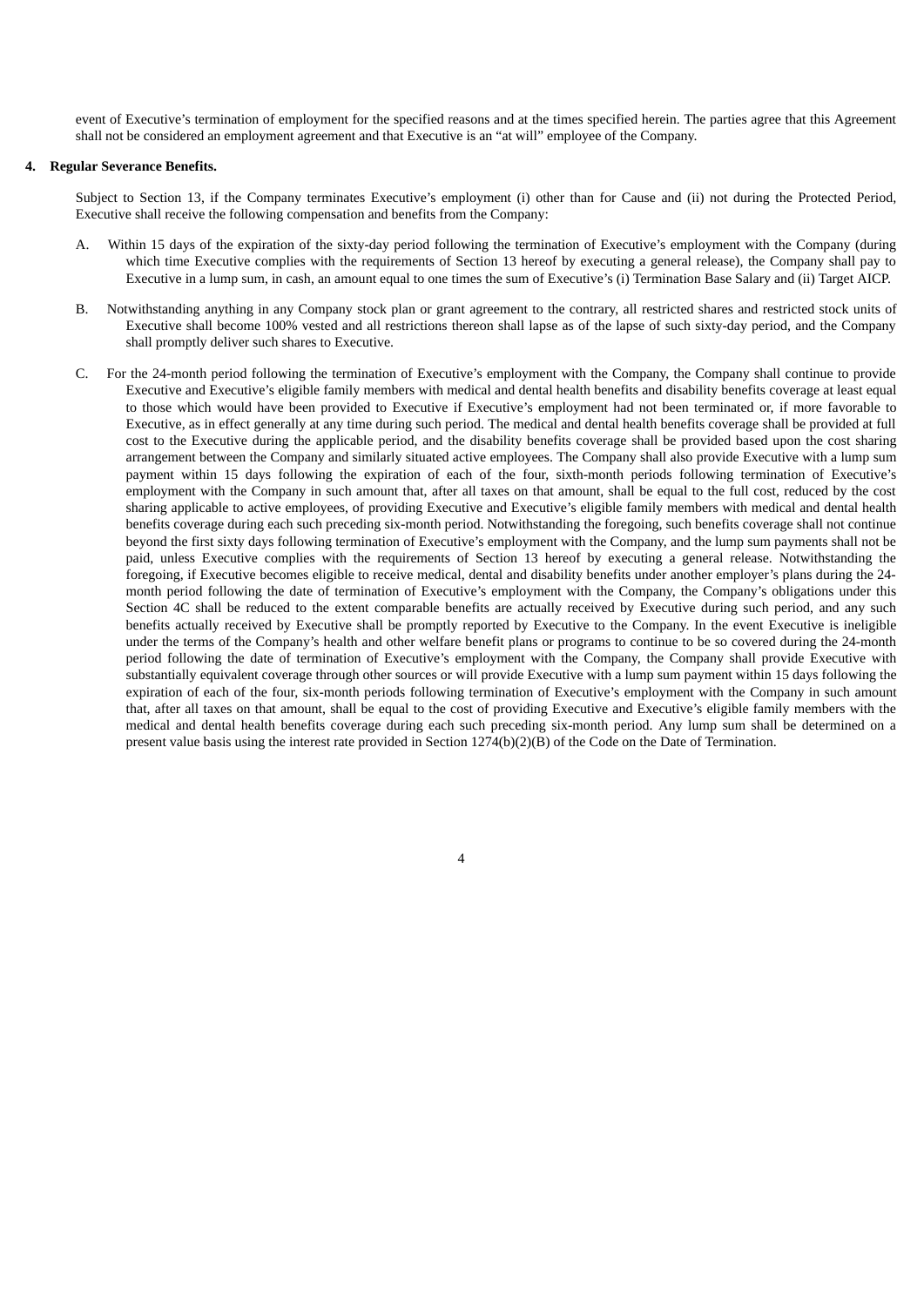event of Executive's termination of employment for the specified reasons and at the times specified herein. The parties agree that this Agreement shall not be considered an employment agreement and that Executive is an "at will" employee of the Company.

**4. Regular Severance Benefits.**

Subject to Section 13, if the Company terminates Executive's employment (i) other than for Cause and (ii) not during the Protected Period, Executive shall receive the following compensation and benefits from the Company:

A. Within 15 days of the expiration of the sixty-day period following the termination of Executive's employment with the Company (during which time Executive complies with the requirements of Section 13 hereof by executing a general release), the Company shall pay to Executive in a lump sum, in cash, an amount equal to one times the sum of Executive's (i) Termination Base Salary and (ii) Target AICP.

B. Notwithstanding anything in any Company stock plan or grant agreement to the contrary, all restricted shares and restricted stock units of Executive shall become 100% vested and all restrictions thereon shall lapse as of the lapse of such sixty-day period, and the Company shall promptly deliver such shares to Executive.

C. For the 24-month period following the termination of Executive's employment with the Company, the Company shall continue to provide Executive and Executive's eligible family members with medical and dental health benefits and disability benefits coverage at least equal to those which would have been provided to Executive if Executive's employment had not been terminated or, if more favorable to Executive, as in effect generally at any time during such period. The medical and dental health benefits coverage shall be provided at full cost to the Executive during the applicable period, and the disability benefits coverage shall be provided based upon the cost sharing arrangement between the Company and similarly situated active employees. The Company shall also provide Executive with a lump sum payment within 15 days following the expiration of each of the four, sixth-month periods following termination of Executive's employment with the Company in such amount that, after all taxes on that amount, shall be equal to the full cost, reduced by the cost sharing applicable to active employees, of providing Executive and Executive's eligible family members with medical and dental health benefits coverage during each such preceding six-month period. Notwithstanding the foregoing, such benefits coverage shall not continue beyond the first sixty days following termination of Executive's employment with the Company, and the lump sum payments shall not be paid, unless Executive complies with the requirements of Section 13 hereof by executing a general release. Notwithstanding the foregoing, if Executive becomes eligible to receive medical, dental and disability benefits under another employer's plans during the 24-month period following the date of termination of Executive's employment with the Company, the Company's obligations under this Section 4C shall be reduced to the extent comparable benefits are actually received by Executive during such period, and any such benefits actually received by Executive shall be promptly reported by Executive to the Company. In the event Executive is ineligible under the terms of the Company's health and other welfare benefit plans or programs to continue to be so covered during the 24-month period following the date of termination of Executive's employment with the Company, the Company shall provide Executive with substantially equivalent coverage through other sources or will provide Executive with a lump sum payment within 15 days following the expiration of each of the four, six-month periods following termination of Executive's employment with the Company in such amount that, after all taxes on that amount, shall be equal to the cost of providing Executive and Executive's eligible family members with the medical and dental health benefits coverage during each such preceding six-month period. Any lump sum shall be determined on a present value basis using the interest rate provided in Section 1274(b)(2)(B) of the Code on the Date of Termination.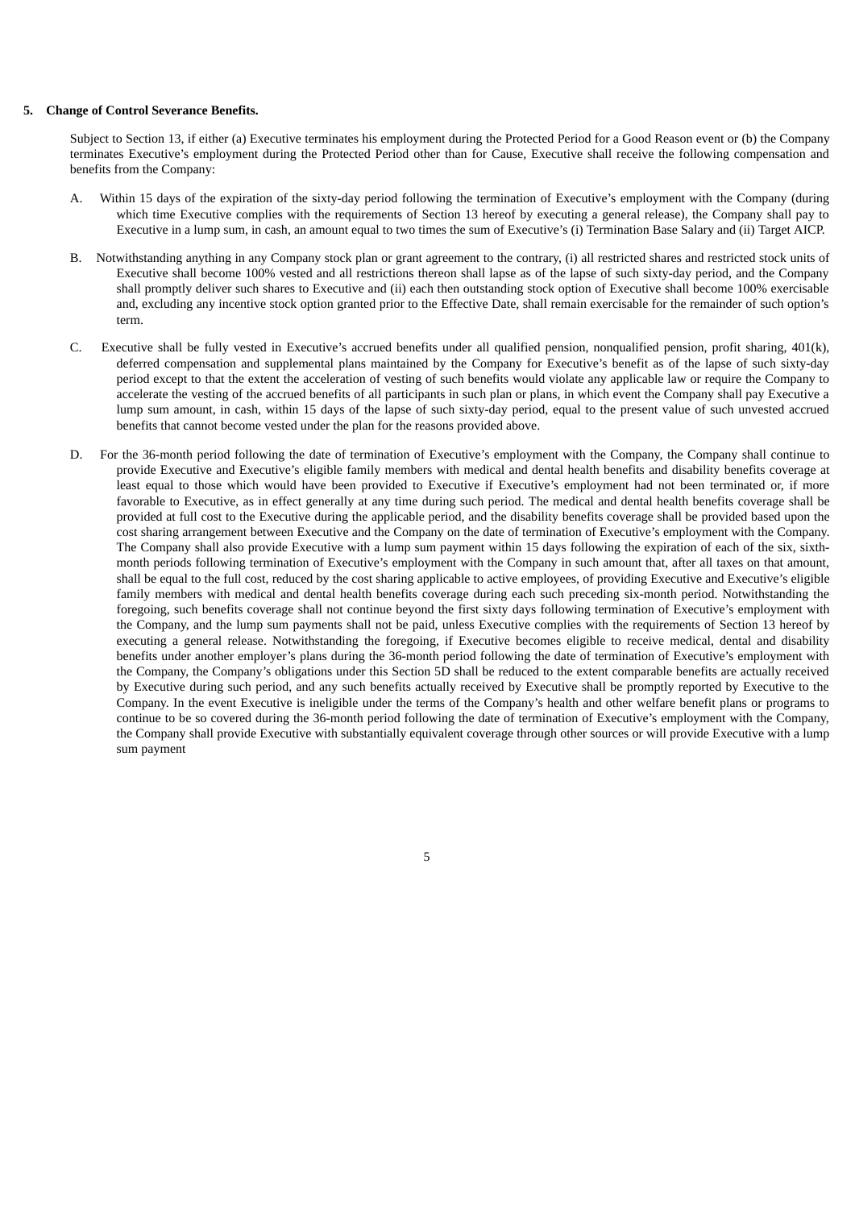**5. Change of Control Severance Benefits.**

Subject to Section 13, if either (a) Executive terminates his employment during the Protected Period for a Good Reason event or (b) the Company terminates Executive's employment during the Protected Period other than for Cause, Executive shall receive the following compensation and benefits from the Company:

A. Within 15 days of the expiration of the sixty-day period following the termination of Executive's employment with the Company (during which time Executive complies with the requirements of Section 13 hereof by executing a general release), the Company shall pay to Executive in a lump sum, in cash, an amount equal to two times the sum of Executive's (i) Termination Base Salary and (ii) Target AICP.

B. Notwithstanding anything in any Company stock plan or grant agreement to the contrary, (i) all restricted shares and restricted stock units of Executive shall become 100% vested and all restrictions thereon shall lapse as of the lapse of such sixty-day period, and the Company shall promptly deliver such shares to Executive and (ii) each then outstanding stock option of Executive shall become 100% exercisable and, excluding any incentive stock option granted prior to the Effective Date, shall remain exercisable for the remainder of such option's term.

C. Executive shall be fully vested in Executive's accrued benefits under all qualified pension, nonqualified pension, profit sharing, 401(k), deferred compensation and supplemental plans maintained by the Company for Executive's benefit as of the lapse of such sixty-day period except to that the extent the acceleration of vesting of such benefits would violate any applicable law or require the Company to accelerate the vesting of the accrued benefits of all participants in such plan or plans, in which event the Company shall pay Executive a lump sum amount, in cash, within 15 days of the lapse of such sixty-day period, equal to the present value of such unvested accrued benefits that cannot become vested under the plan for the reasons provided above.

D. For the 36-month period following the date of termination of Executive's employment with the Company, the Company shall continue to provide Executive and Executive's eligible family members with medical and dental health benefits and disability benefits coverage at least equal to those which would have been provided to Executive if Executive's employment had not been terminated or, if more favorable to Executive, as in effect generally at any time during such period. The medical and dental health benefits coverage shall be provided at full cost to the Executive during the applicable period, and the disability benefits coverage shall be provided based upon the cost sharing arrangement between Executive and the Company on the date of termination of Executive's employment with the Company. The Company shall also provide Executive with a lump sum payment within 15 days following the expiration of each of the six, sixth-month periods following termination of Executive's employment with the Company in such amount that, after all taxes on that amount, shall be equal to the full cost, reduced by the cost sharing applicable to active employees, of providing Executive and Executive's eligible family members with medical and dental health benefits coverage during each such preceding six-month period. Notwithstanding the foregoing, such benefits coverage shall not continue beyond the first sixty days following termination of Executive's employment with the Company, and the lump sum payments shall not be paid, unless Executive complies with the requirements of Section 13 hereof by executing a general release. Notwithstanding the foregoing, if Executive becomes eligible to receive medical, dental and disability benefits under another employer's plans during the 36-month period following the date of termination of Executive's employment with the Company, the Company's obligations under this Section 5D shall be reduced to the extent comparable benefits are actually received by Executive during such period, and any such benefits actually received by Executive shall be promptly reported by Executive to the Company. In the event Executive is ineligible under the terms of the Company's health and other welfare benefit plans or programs to continue to be so covered during the 36-month period following the date of termination of Executive's employment with the Company, the Company shall provide Executive with substantially equivalent coverage through other sources or will provide Executive with a lump sum payment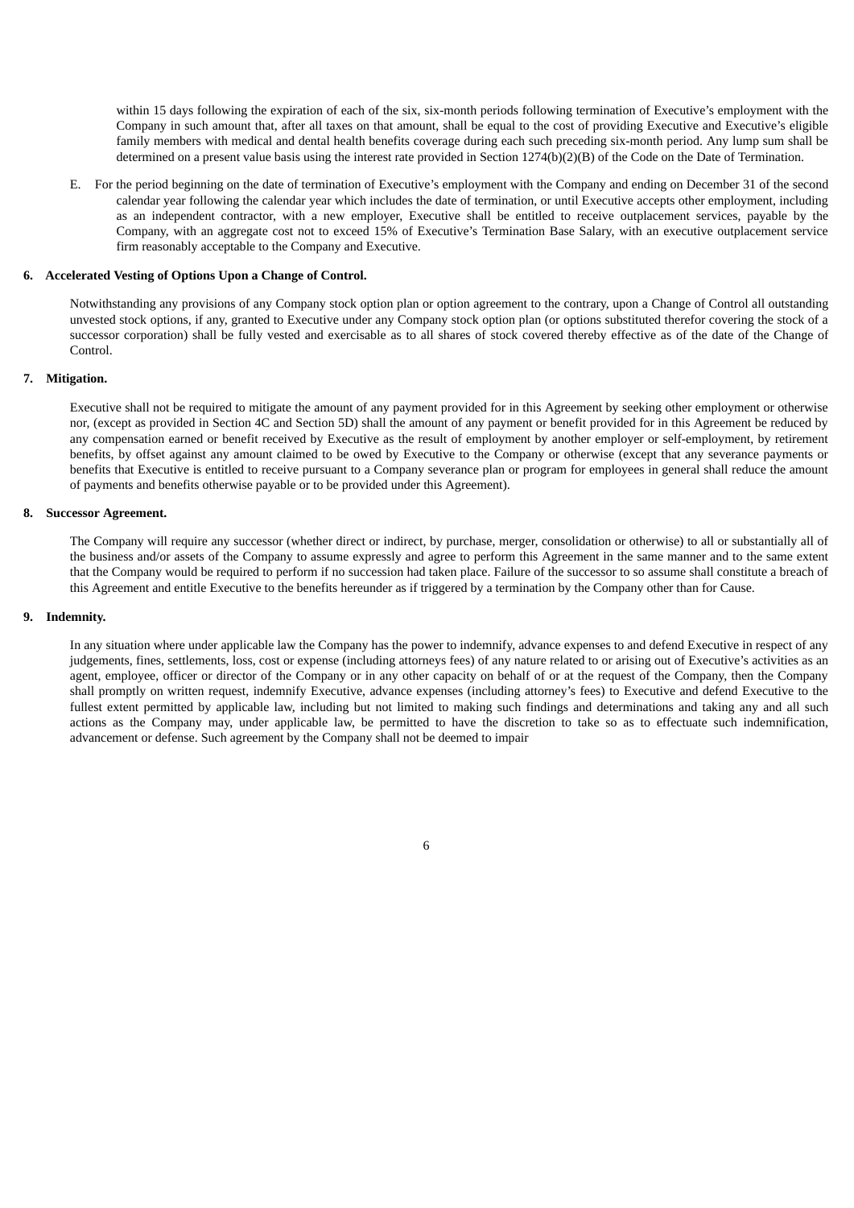within 15 days following the expiration of each of the six, six-month periods following termination of Executive's employment with the Company in such amount that, after all taxes on that amount, shall be equal to the cost of providing Executive and Executive's eligible family members with medical and dental health benefits coverage during each such preceding six-month period. Any lump sum shall be determined on a present value basis using the interest rate provided in Section 1274(b)(2)(B) of the Code on the Date of Termination.

E. For the period beginning on the date of termination of Executive's employment with the Company and ending on December 31 of the second calendar year following the calendar year which includes the date of termination, or until Executive accepts other employment, including as an independent contractor, with a new employer, Executive shall be entitled to receive outplacement services, payable by the Company, with an aggregate cost not to exceed 15% of Executive's Termination Base Salary, with an executive outplacement service firm reasonably acceptable to the Company and Executive.

**6. Accelerated Vesting of Options Upon a Change of Control.**

Notwithstanding any provisions of any Company stock option plan or option agreement to the contrary, upon a Change of Control all outstanding unvested stock options, if any, granted to Executive under any Company stock option plan (or options substituted therefor covering the stock of a successor corporation) shall be fully vested and exercisable as to all shares of stock covered thereby effective as of the date of the Change of Control.

**7. Mitigation.**

Executive shall not be required to mitigate the amount of any payment provided for in this Agreement by seeking other employment or otherwise nor, (except as provided in Section 4C and Section 5D) shall the amount of any payment or benefit provided for in this Agreement be reduced by any compensation earned or benefit received by Executive as the result of employment by another employer or self-employment, by retirement benefits, by offset against any amount claimed to be owed by Executive to the Company or otherwise (except that any severance payments or benefits that Executive is entitled to receive pursuant to a Company severance plan or program for employees in general shall reduce the amount of payments and benefits otherwise payable or to be provided under this Agreement).

**8. Successor Agreement.**

The Company will require any successor (whether direct or indirect, by purchase, merger, consolidation or otherwise) to all or substantially all of the business and/or assets of the Company to assume expressly and agree to perform this Agreement in the same manner and to the same extent that the Company would be required to perform if no succession had taken place. Failure of the successor to so assume shall constitute a breach of this Agreement and entitle Executive to the benefits hereunder as if triggered by a termination by the Company other than for Cause.

**9. Indemnity.**

In any situation where under applicable law the Company has the power to indemnify, advance expenses to and defend Executive in respect of any judgements, fines, settlements, loss, cost or expense (including attorneys fees) of any nature related to or arising out of Executive's activities as an agent, employee, officer or director of the Company or in any other capacity on behalf of or at the request of the Company, then the Company shall promptly on written request, indemnify Executive, advance expenses (including attorney's fees) to Executive and defend Executive to the fullest extent permitted by applicable law, including but not limited to making such findings and determinations and taking any and all such actions as the Company may, under applicable law, be permitted to have the discretion to take so as to effectuate such indemnification, advancement or defense. Such agreement by the Company shall not be deemed to impair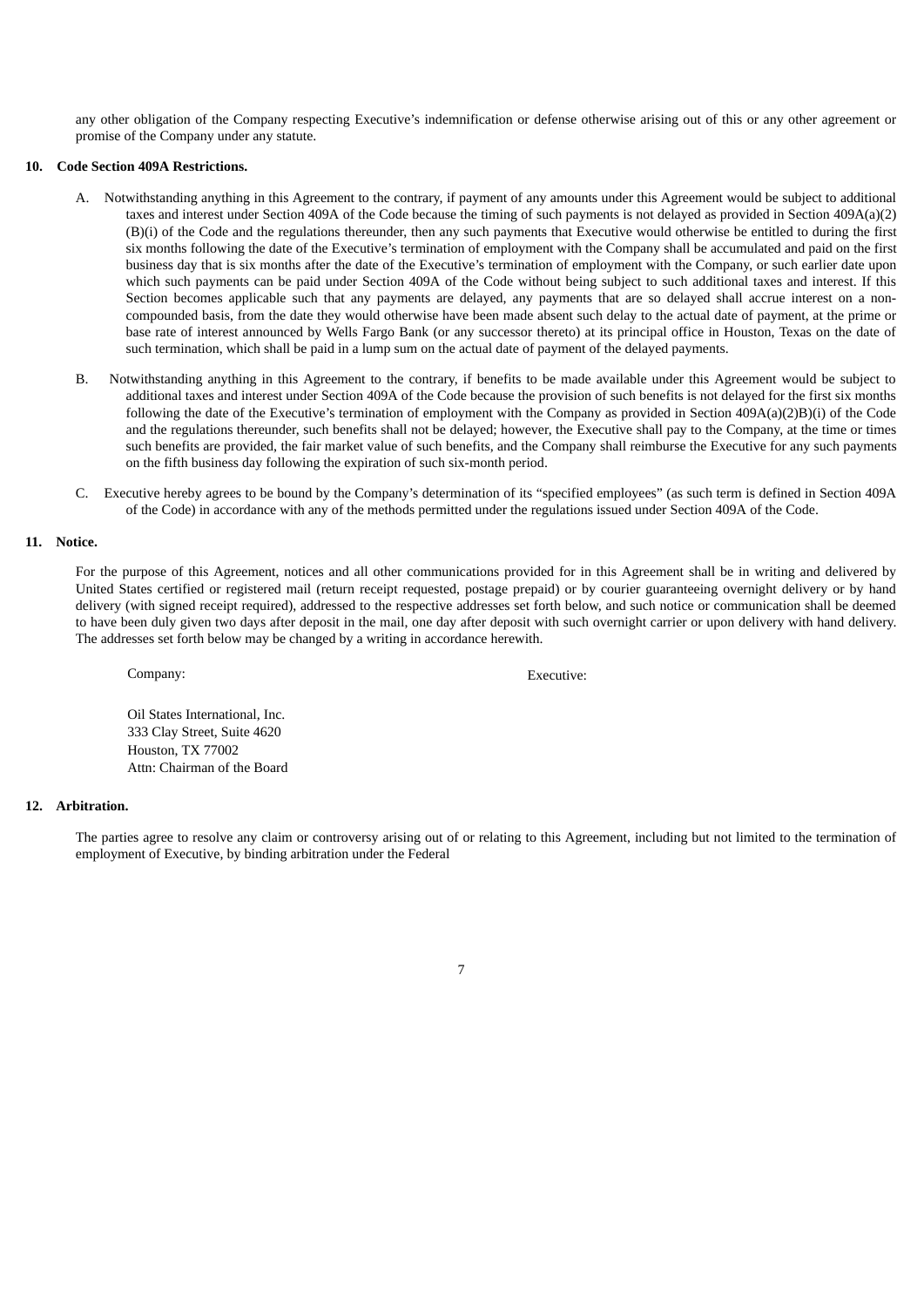any other obligation of the Company respecting Executive's indemnification or defense otherwise arising out of this or any other agreement or promise of the Company under any statute.

**10. Code Section 409A Restrictions.**

A. Notwithstanding anything in this Agreement to the contrary, if payment of any amounts under this Agreement would be subject to additional taxes and interest under Section 409A of the Code because the timing of such payments is not delayed as provided in Section 409A(a)(2)(B)(i) of the Code and the regulations thereunder, then any such payments that Executive would otherwise be entitled to during the first six months following the date of the Executive's termination of employment with the Company shall be accumulated and paid on the first business day that is six months after the date of the Executive's termination of employment with the Company, or such earlier date upon which such payments can be paid under Section 409A of the Code without being subject to such additional taxes and interest. If this Section becomes applicable such that any payments are delayed, any payments that are so delayed shall accrue interest on a non-compounded basis, from the date they would otherwise have been made absent such delay to the actual date of payment, at the prime or base rate of interest announced by Wells Fargo Bank (or any successor thereto) at its principal office in Houston, Texas on the date of such termination, which shall be paid in a lump sum on the actual date of payment of the delayed payments.

B. Notwithstanding anything in this Agreement to the contrary, if benefits to be made available under this Agreement would be subject to additional taxes and interest under Section 409A of the Code because the provision of such benefits is not delayed for the first six months following the date of the Executive's termination of employment with the Company as provided in Section 409A(a)(2)B)(i) of the Code and the regulations thereunder, such benefits shall not be delayed; however, the Executive shall pay to the Company, at the time or times such benefits are provided, the fair market value of such benefits, and the Company shall reimburse the Executive for any such payments on the fifth business day following the expiration of such six-month period.

C. Executive hereby agrees to be bound by the Company's determination of its "specified employees" (as such term is defined in Section 409A of the Code) in accordance with any of the methods permitted under the regulations issued under Section 409A of the Code.

**11. Notice.**

For the purpose of this Agreement, notices and all other communications provided for in this Agreement shall be in writing and delivered by United States certified or registered mail (return receipt requested, postage prepaid) or by courier guaranteeing overnight delivery or by hand delivery (with signed receipt required), addressed to the respective addresses set forth below, and such notice or communication shall be deemed to have been duly given two days after deposit in the mail, one day after deposit with such overnight carrier or upon delivery with hand delivery. The addresses set forth below may be changed by a writing in accordance herewith.

Company:

Oil States International, Inc.
333 Clay Street, Suite 4620
Houston, TX 77002
Attn: Chairman of the Board

Executive:

**12. Arbitration.**

The parties agree to resolve any claim or controversy arising out of or relating to this Agreement, including but not limited to the termination of employment of Executive, by binding arbitration under the Federal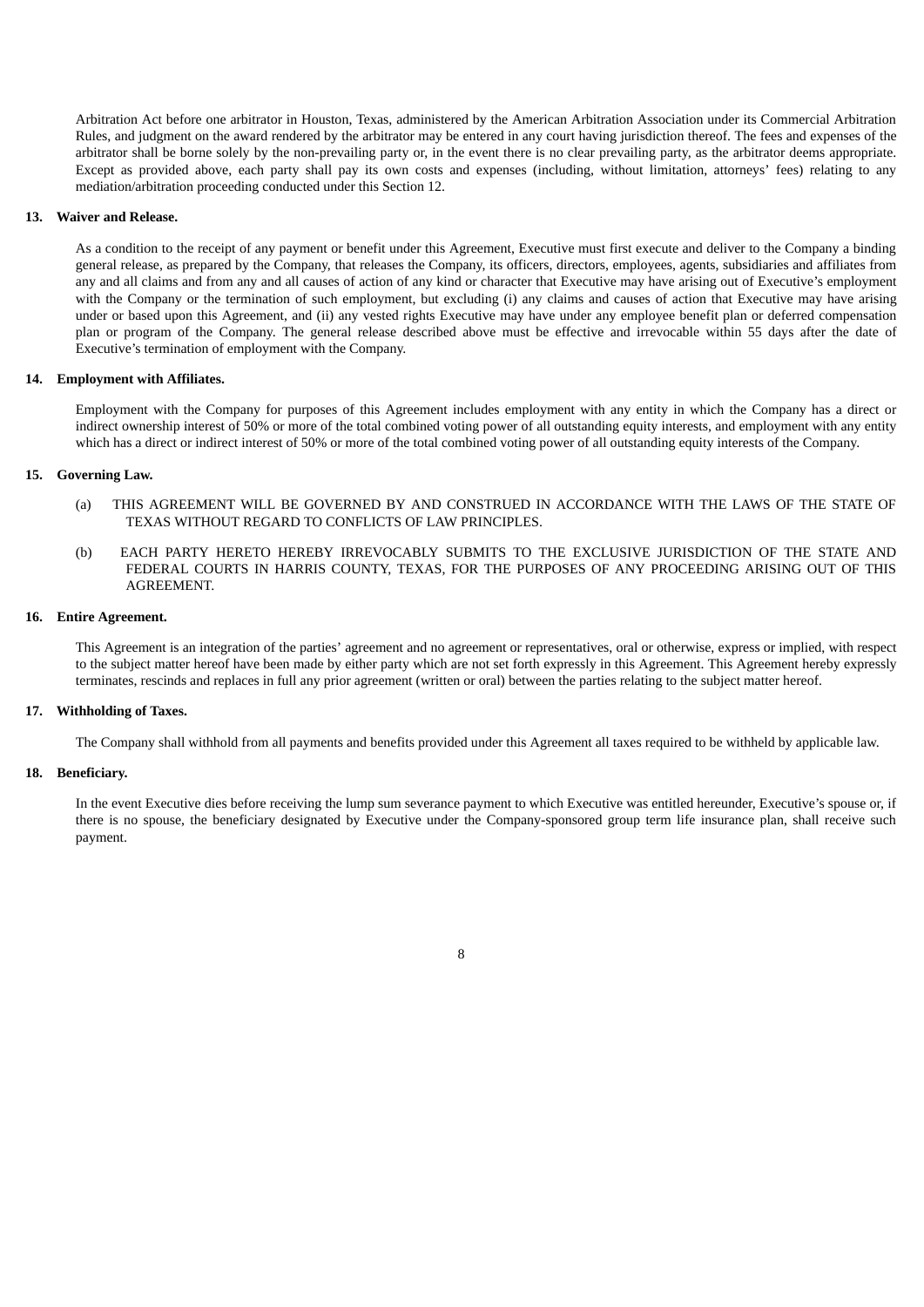Arbitration Act before one arbitrator in Houston, Texas, administered by the American Arbitration Association under its Commercial Arbitration Rules, and judgment on the award rendered by the arbitrator may be entered in any court having jurisdiction thereof. The fees and expenses of the arbitrator shall be borne solely by the non-prevailing party or, in the event there is no clear prevailing party, as the arbitrator deems appropriate. Except as provided above, each party shall pay its own costs and expenses (including, without limitation, attorneys' fees) relating to any mediation/arbitration proceeding conducted under this Section 12.

**13. Waiver and Release.**

As a condition to the receipt of any payment or benefit under this Agreement, Executive must first execute and deliver to the Company a binding general release, as prepared by the Company, that releases the Company, its officers, directors, employees, agents, subsidiaries and affiliates from any and all claims and from any and all causes of action of any kind or character that Executive may have arising out of Executive's employment with the Company or the termination of such employment, but excluding (i) any claims and causes of action that Executive may have arising under or based upon this Agreement, and (ii) any vested rights Executive may have under any employee benefit plan or deferred compensation plan or program of the Company. The general release described above must be effective and irrevocable within 55 days after the date of Executive's termination of employment with the Company.

**14. Employment with Affiliates.**

Employment with the Company for purposes of this Agreement includes employment with any entity in which the Company has a direct or indirect ownership interest of 50% or more of the total combined voting power of all outstanding equity interests, and employment with any entity which has a direct or indirect interest of 50% or more of the total combined voting power of all outstanding equity interests of the Company.

**15. Governing Law.**

(a) THIS AGREEMENT WILL BE GOVERNED BY AND CONSTRUED IN ACCORDANCE WITH THE LAWS OF THE STATE OF TEXAS WITHOUT REGARD TO CONFLICTS OF LAW PRINCIPLES.

(b) EACH PARTY HERETO HEREBY IRREVOCABLY SUBMITS TO THE EXCLUSIVE JURISDICTION OF THE STATE AND FEDERAL COURTS IN HARRIS COUNTY, TEXAS, FOR THE PURPOSES OF ANY PROCEEDING ARISING OUT OF THIS AGREEMENT.

**16. Entire Agreement.**

This Agreement is an integration of the parties' agreement and no agreement or representatives, oral or otherwise, express or implied, with respect to the subject matter hereof have been made by either party which are not set forth expressly in this Agreement. This Agreement hereby expressly terminates, rescinds and replaces in full any prior agreement (written or oral) between the parties relating to the subject matter hereof.

**17. Withholding of Taxes.**

The Company shall withhold from all payments and benefits provided under this Agreement all taxes required to be withheld by applicable law.

**18. Beneficiary.**

In the event Executive dies before receiving the lump sum severance payment to which Executive was entitled hereunder, Executive's spouse or, if there is no spouse, the beneficiary designated by Executive under the Company-sponsored group term life insurance plan, shall receive such payment.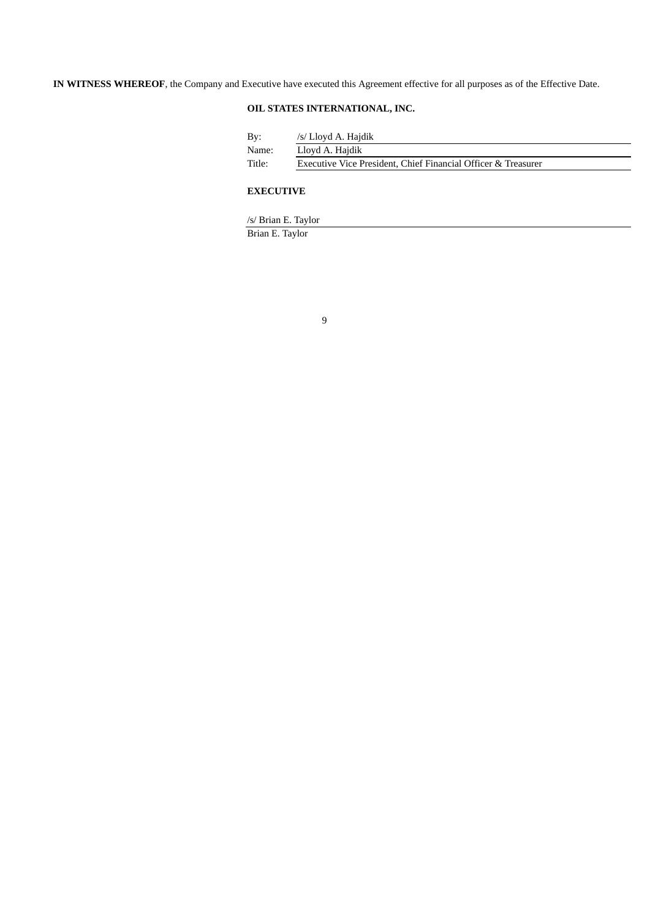**IN WITNESS WHEREOF**, the Company and Executive have executed this Agreement effective for all purposes as of the Effective Date.

**OIL STATES INTERNATIONAL, INC.**

| | |
|---|---|
| By: | /s/ Lloyd A. Hajdik |
| Name: | Lloyd A. Hajdik |
| Title: | Executive Vice President, Chief Financial Officer & Treasurer |

**EXECUTIVE**

/s/ Brian E. Taylor

Brian E. Taylor